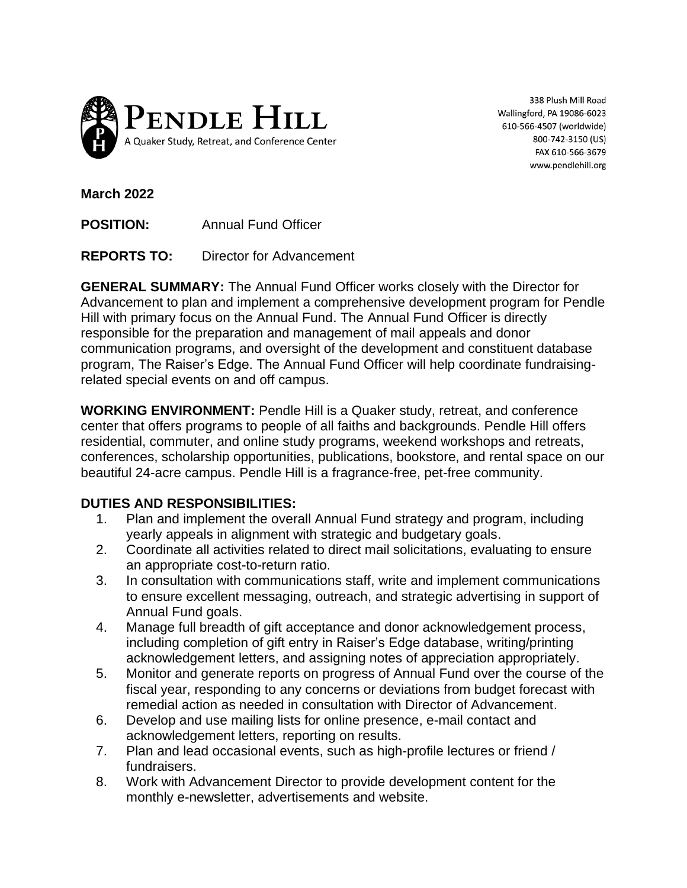**PENDLE HILL**
A Quaker Study, Retreat, and Conference Center

338 Plush Mill Road
Wallingford, PA 19086-6023
610-566-4507 (worldwide)
800-742-3150 (US)
FAX 610-566-3679
www.pendlehill.org

**March 2022**

**POSITION:** Annual Fund Officer

**REPORTS TO:** Director for Advancement

**GENERAL SUMMARY:** The Annual Fund Officer works closely with the Director for Advancement to plan and implement a comprehensive development program for Pendle Hill with primary focus on the Annual Fund. The Annual Fund Officer is directly responsible for the preparation and management of mail appeals and donor communication programs, and oversight of the development and constituent database program, The Raiser's Edge. The Annual Fund Officer will help coordinate fundraising-related special events on and off campus.

**WORKING ENVIRONMENT:** Pendle Hill is a Quaker study, retreat, and conference center that offers programs to people of all faiths and backgrounds. Pendle Hill offers residential, commuter, and online study programs, weekend workshops and retreats, conferences, scholarship opportunities, publications, bookstore, and rental space on our beautiful 24-acre campus. Pendle Hill is a fragrance-free, pet-free community.

**DUTIES AND RESPONSIBILITIES:**

1. Plan and implement the overall Annual Fund strategy and program, including yearly appeals in alignment with strategic and budgetary goals.
2. Coordinate all activities related to direct mail solicitations, evaluating to ensure an appropriate cost-to-return ratio.
3. In consultation with communications staff, write and implement communications to ensure excellent messaging, outreach, and strategic advertising in support of Annual Fund goals.
4. Manage full breadth of gift acceptance and donor acknowledgement process, including completion of gift entry in Raiser's Edge database, writing/printing acknowledgement letters, and assigning notes of appreciation appropriately.
5. Monitor and generate reports on progress of Annual Fund over the course of the fiscal year, responding to any concerns or deviations from budget forecast with remedial action as needed in consultation with Director of Advancement.
6. Develop and use mailing lists for online presence, e-mail contact and acknowledgement letters, reporting on results.
7. Plan and lead occasional events, such as high-profile lectures or friend / fundraisers.
8. Work with Advancement Director to provide development content for the monthly e-newsletter, advertisements and website.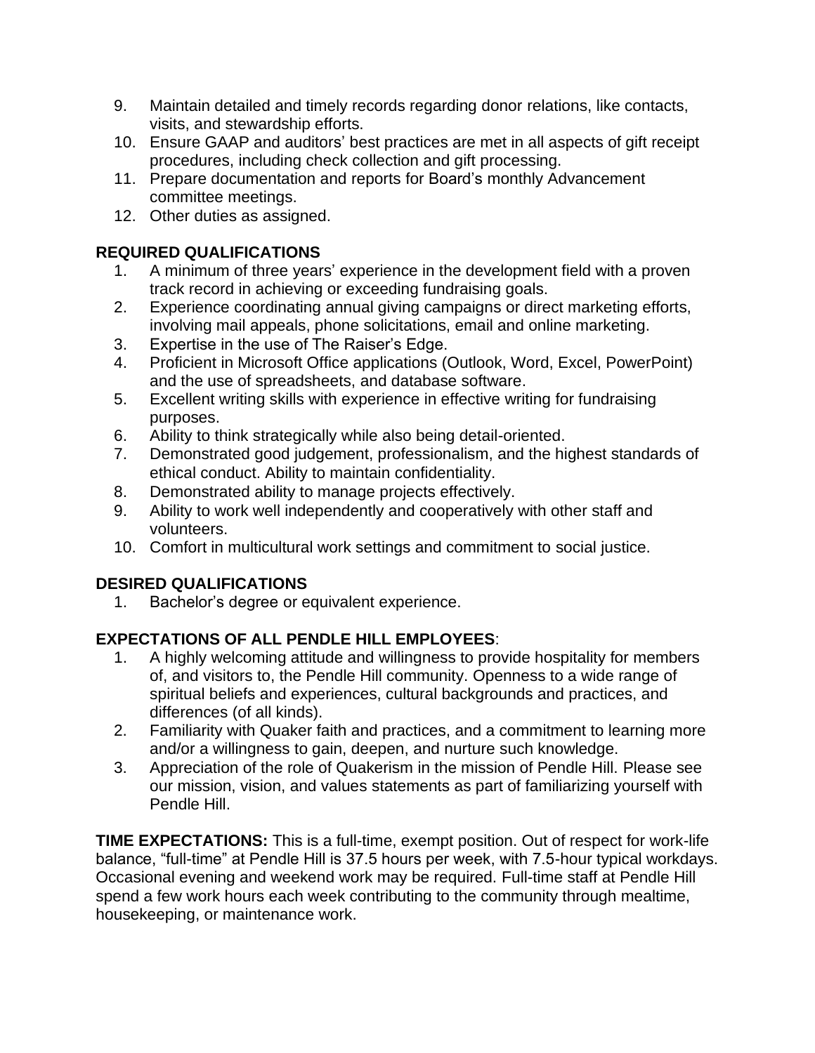9. Maintain detailed and timely records regarding donor relations, like contacts, visits, and stewardship efforts.
10. Ensure GAAP and auditors' best practices are met in all aspects of gift receipt procedures, including check collection and gift processing.
11. Prepare documentation and reports for Board's monthly Advancement committee meetings.
12. Other duties as assigned.

## REQUIRED QUALIFICATIONS

1. A minimum of three years' experience in the development field with a proven track record in achieving or exceeding fundraising goals.
2. Experience coordinating annual giving campaigns or direct marketing efforts, involving mail appeals, phone solicitations, email and online marketing.
3. Expertise in the use of The Raiser's Edge.
4. Proficient in Microsoft Office applications (Outlook, Word, Excel, PowerPoint) and the use of spreadsheets, and database software.
5. Excellent writing skills with experience in effective writing for fundraising purposes.
6. Ability to think strategically while also being detail-oriented.
7. Demonstrated good judgement, professionalism, and the highest standards of ethical conduct. Ability to maintain confidentiality.
8. Demonstrated ability to manage projects effectively.
9. Ability to work well independently and cooperatively with other staff and volunteers.
10. Comfort in multicultural work settings and commitment to social justice.

## DESIRED QUALIFICATIONS

1. Bachelor's degree or equivalent experience.

## EXPECTATIONS OF ALL PENDLE HILL EMPLOYEES:

1. A highly welcoming attitude and willingness to provide hospitality for members of, and visitors to, the Pendle Hill community. Openness to a wide range of spiritual beliefs and experiences, cultural backgrounds and practices, and differences (of all kinds).
2. Familiarity with Quaker faith and practices, and a commitment to learning more and/or a willingness to gain, deepen, and nurture such knowledge.
3. Appreciation of the role of Quakerism in the mission of Pendle Hill. Please see our mission, vision, and values statements as part of familiarizing yourself with Pendle Hill.

**TIME EXPECTATIONS:** This is a full-time, exempt position. Out of respect for work-life balance, "full-time" at Pendle Hill is 37.5 hours per week, with 7.5-hour typical workdays. Occasional evening and weekend work may be required. Full-time staff at Pendle Hill spend a few work hours each week contributing to the community through mealtime, housekeeping, or maintenance work.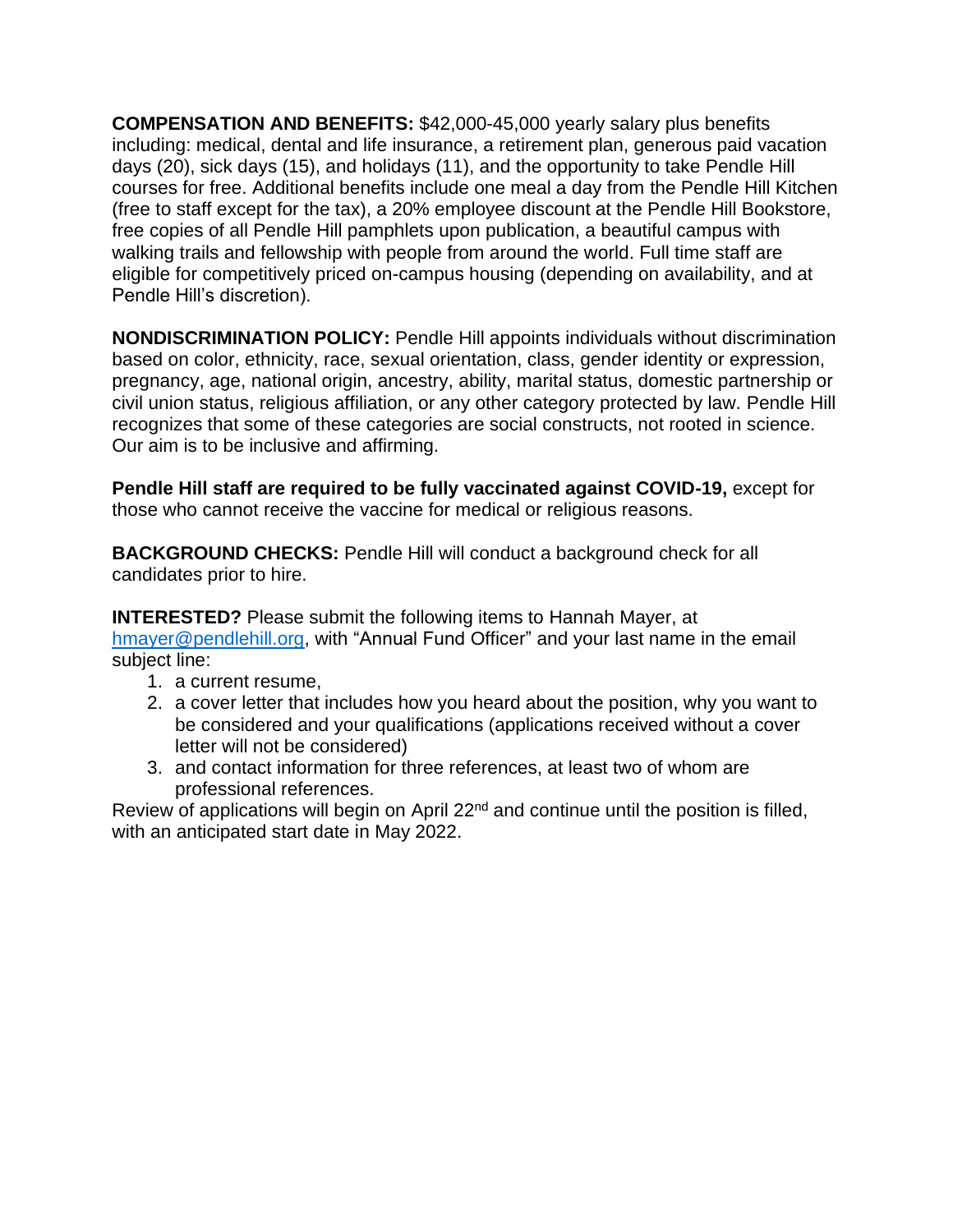**COMPENSATION AND BENEFITS:** $42,000-45,000 yearly salary plus benefits including: medical, dental and life insurance, a retirement plan, generous paid vacation days (20), sick days (15), and holidays (11), and the opportunity to take Pendle Hill courses for free. Additional benefits include one meal a day from the Pendle Hill Kitchen (free to staff except for the tax), a 20% employee discount at the Pendle Hill Bookstore, free copies of all Pendle Hill pamphlets upon publication, a beautiful campus with walking trails and fellowship with people from around the world. Full time staff are eligible for competitively priced on-campus housing (depending on availability, and at Pendle Hill's discretion).

**NONDISCRIMINATION POLICY:** Pendle Hill appoints individuals without discrimination based on color, ethnicity, race, sexual orientation, class, gender identity or expression, pregnancy, age, national origin, ancestry, ability, marital status, domestic partnership or civil union status, religious affiliation, or any other category protected by law. Pendle Hill recognizes that some of these categories are social constructs, not rooted in science. Our aim is to be inclusive and affirming.

**Pendle Hill staff are required to be fully vaccinated against COVID-19,** except for those who cannot receive the vaccine for medical or religious reasons.

**BACKGROUND CHECKS:** Pendle Hill will conduct a background check for all candidates prior to hire.

**INTERESTED?** Please submit the following items to Hannah Mayer, at hmayer@pendlehill.org, with "Annual Fund Officer" and your last name in the email subject line:

1. a current resume,
2. a cover letter that includes how you heard about the position, why you want to be considered and your qualifications (applications received without a cover letter will not be considered)
3. and contact information for three references, at least two of whom are professional references.

Review of applications will begin on April 22nd and continue until the position is filled, with an anticipated start date in May 2022.